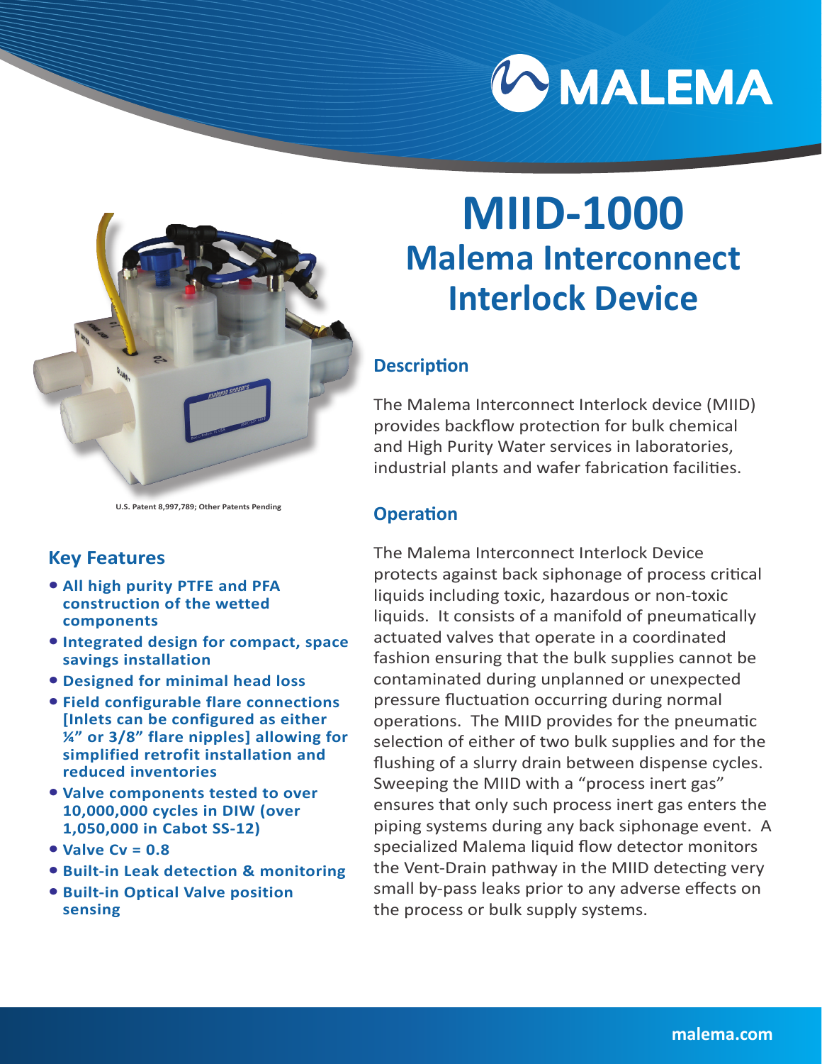# MIID-1000

## Malema Interconnect Interlock Device

U.S. Patent 8,997,789; Other Patents Pending

### Description

The Malema Interconnect Interlock device (MIID) provides backflow protection for bulk chemical and High Purity Water services in laboratories, industrial plants and wafer fabrication facilities.

### Operation

The Malema Interconnect Interlock Device protects against back siphonage of process critical liquids including toxic, hazardous or non-toxic liquids. It consists of a manifold of pneumatically actuated valves that operate in a coordinated fashion ensuring that the bulk supplies cannot be contaminated during unplanned or unexpected pressure fluctuation occurring during normal operations. The MIID provides for the pneumatic selection of either of two bulk supplies and for the flushing of a slurry drain between dispense cycles. Sweeping the MIID with a "process inert gas" ensures that only such process inert gas enters the piping systems during any back siphonage event. A specialized Malema liquid flow detector monitors the Vent-Drain pathway in the MIID detecting very small by-pass leaks prior to any adverse effects on the process or bulk supply systems.

### Key Features

- **All high purity PTFE and PFA construction of the wetted components**
- **Integrated design for compact, space savings installation**
- **Designed for minimal head loss**
- **Field configurable flare connections [Inlets can be configured as either ¼" or 3/8" flare nipples] allowing for simplified retrofit installation and reduced inventories**
- **Valve components tested to over 10,000,000 cycles in DIW (over 1,050,000 in Cabot SS-12)**
- **Valve Cv = 0.8**
- **Built-in Leak detection & monitoring**
- **Built-in Optical Valve position sensing**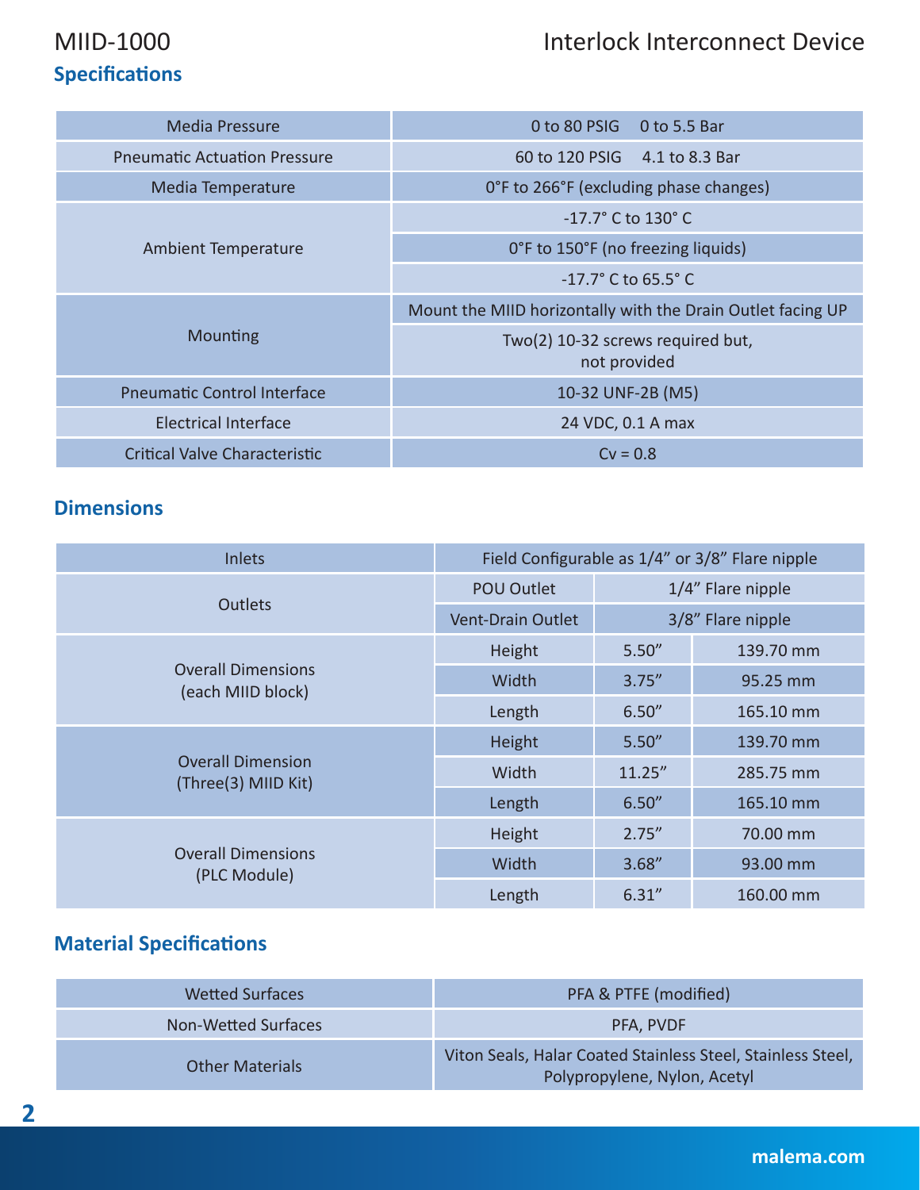# MIID-1000 Interlock Interconnect Device

## Specifications

| | |
|---|---|
| Media Pressure | 0 to 80 PSIG 0 to 5.5 Bar |
| Pneumatic Actuation Pressure | 60 to 120 PSIG 4.1 to 8.3 Bar |
| Media Temperature | 0°F to 266°F (excluding phase changes) |
| Ambient Temperature | -17.7° C to 130° C |
| | 0°F to 150°F (no freezing liquids) |
| | -17.7° C to 65.5° C |
| Mounting | Mount the MIID horizontally with the Drain Outlet facing UP |
| | Two(2) 10-32 screws required but, not provided |
| Pneumatic Control Interface | 10-32 UNF-2B (M5) |
| Electrical Interface | 24 VDC, 0.1 A max |
| Critical Valve Characteristic | Cv = 0.8 |

## Dimensions

| | | | |
|---|---|---|---|
| Inlets | Field Configurable as 1/4" or 3/8" Flare nipple | | |
| Outlets | POU Outlet | 1/4" Flare nipple | |
| | Vent-Drain Outlet | 3/8" Flare nipple | |
| Overall Dimensions (each MIID block) | Height | 5.50" | 139.70 mm |
| | Width | 3.75" | 95.25 mm |
| | Length | 6.50" | 165.10 mm |
| Overall Dimension (Three(3) MIID Kit) | Height | 5.50" | 139.70 mm |
| | Width | 11.25" | 285.75 mm |
| | Length | 6.50" | 165.10 mm |
| Overall Dimensions (PLC Module) | Height | 2.75" | 70.00 mm |
| | Width | 3.68" | 93.00 mm |
| | Length | 6.31" | 160.00 mm |

## Material Specifications

| | |
|---|---|
| Wetted Surfaces | PFA & PTFE (modified) |
| Non-Wetted Surfaces | PFA, PVDF |
| Other Materials | Viton Seals, Halar Coated Stainless Steel, Stainless Steel, Polypropylene, Nylon, Acetyl |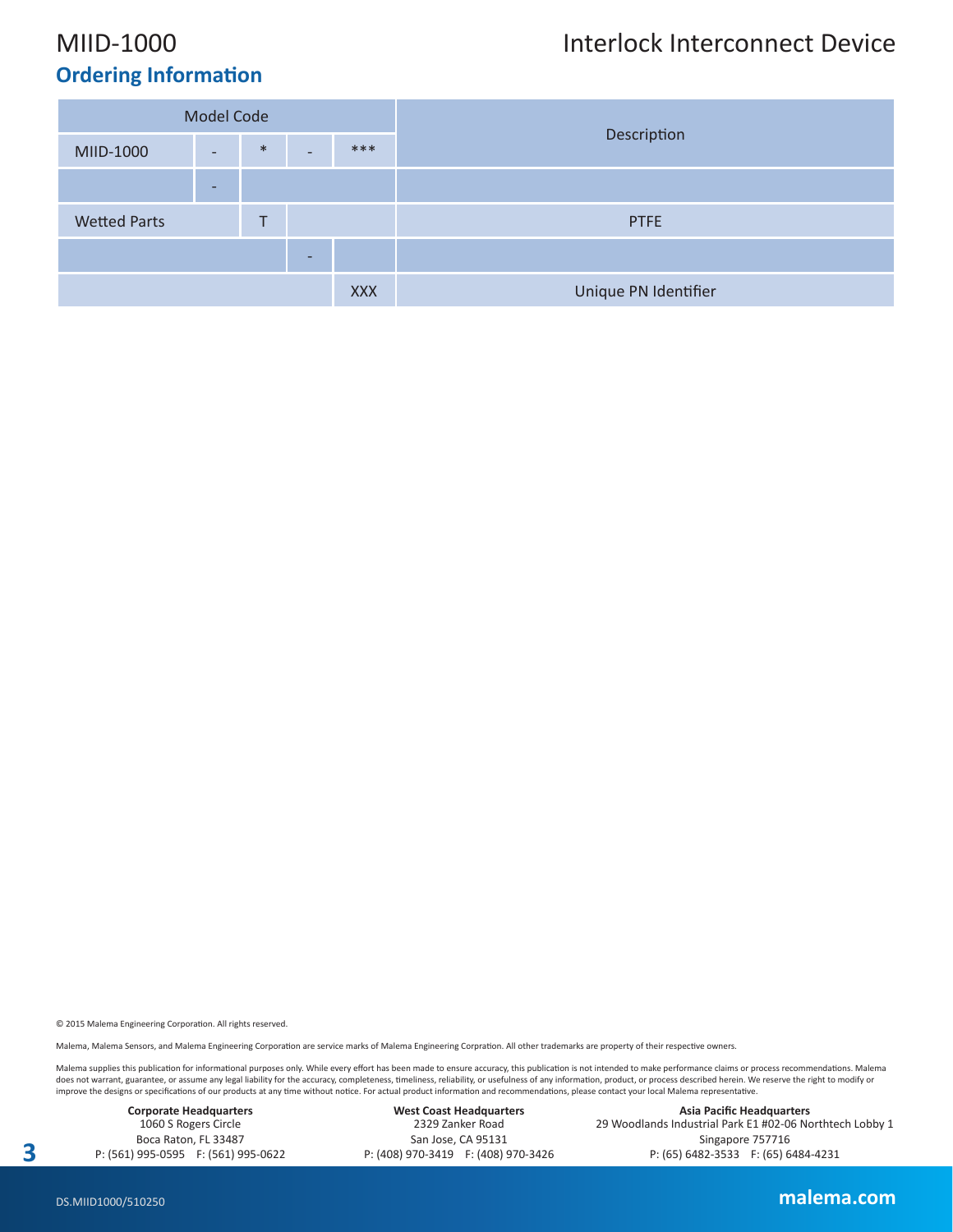# MIID-1000 Interlock Interconnect Device

## Ordering Information

| Model Code | | | | | Description |
|---|---|---|---|---|---|
| MIID-1000 | - | * | - | *** | |
| | - | | | | |
| Wetted Parts | | T | | | PTFE |
| | | | - | | |
| | | | | XXX | Unique PN Identifier |

© 2015 Malema Engineering Corporation. All rights reserved.

Malema, Malema Sensors, and Malema Engineering Corporation are service marks of Malema Engineering Corpration. All other trademarks are property of their respective owners.

Malema supplies this publication for informational purposes only. While every effort has been made to ensure accuracy, this publication is not intended to make performance claims or process recommendations. Malema does not warrant, guarantee, or assume any legal liability for the accuracy, completeness, timeliness, reliability, or usefulness of any information, product, or process described herein. We reserve the right to modify or improve the designs or specifications of our products at any time without notice. For actual product information and recommendations, please contact your local Malema representative.

**Corporate Headquarters**
1060 S Rogers Circle
Boca Raton, FL 33487
P: (561) 995-0595 F: (561) 995-0622

**West Coast Headquarters**
2329 Zanker Road
San Jose, CA 95131
P: (408) 970-3419 F: (408) 970-3426

**Asia Pacific Headquarters**
29 Woodlands Industrial Park E1 #02-06 Northtech Lobby 1
Singapore 757716
P: (65) 6482-3533 F: (65) 6484-4231

DS.MIID1000/510250

malema.com